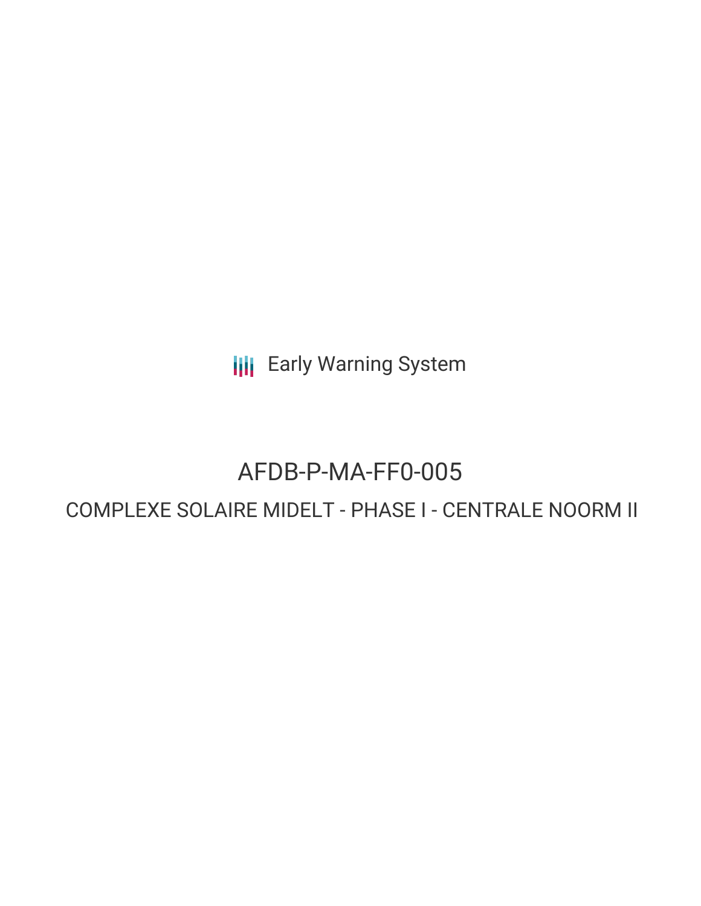Early Warning System

# AFDB-P-MA-FF0-005

## COMPLEXE SOLAIRE MIDELT - PHASE I - CENTRALE NOORM II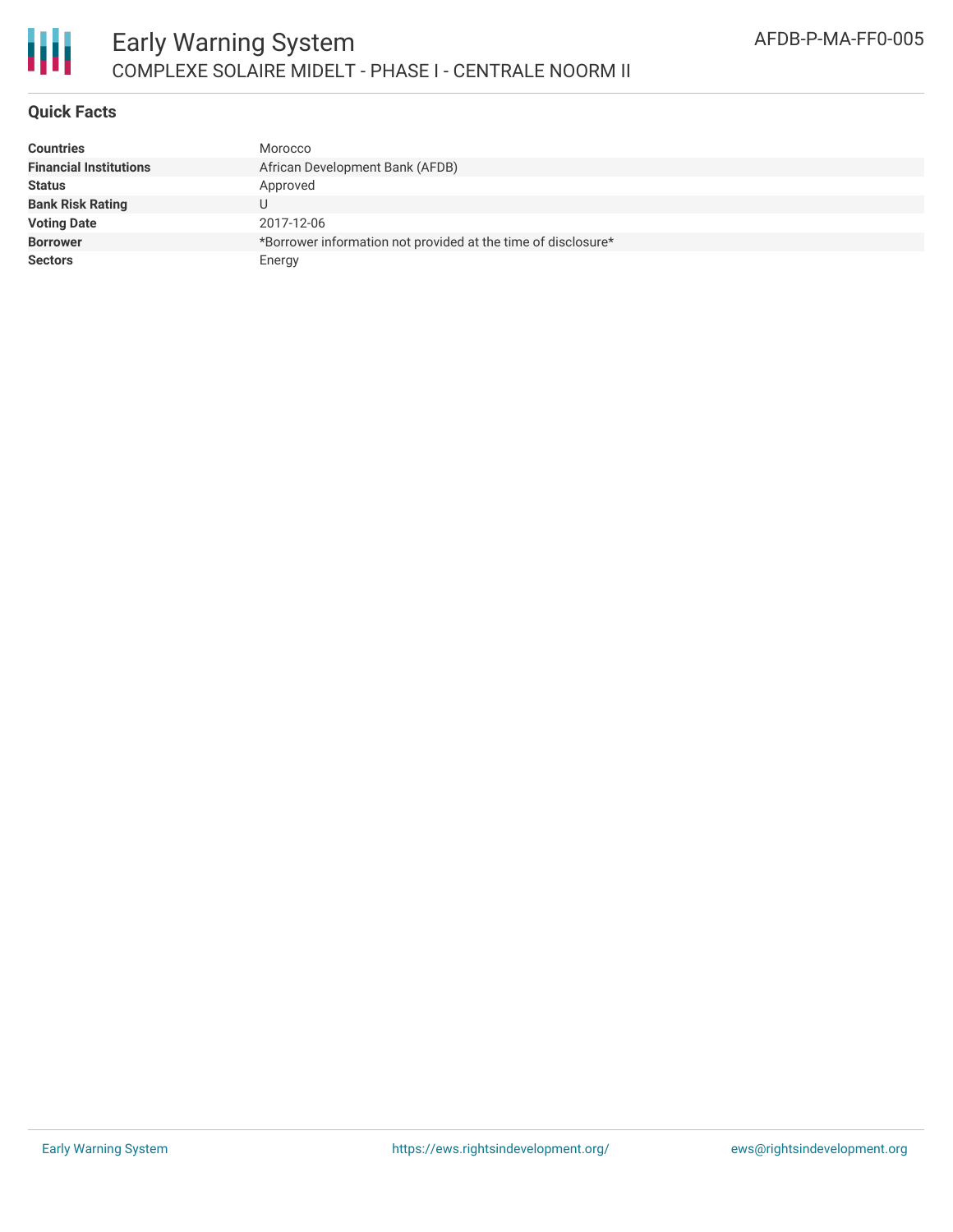# Early Warning System

## COMPLEXE SOLAIRE MIDELT - PHASE I - CENTRALE NOORM II

AFDB-P-MA-FF0-005

### Quick Facts

| | |
|---|---|
| **Countries** | Morocco |
| **Financial Institutions** | African Development Bank (AFDB) |
| **Status** | Approved |
| **Bank Risk Rating** | U |
| **Voting Date** | 2017-12-06 |
| **Borrower** | *Borrower information not provided at the time of disclosure* |
| **Sectors** | Energy |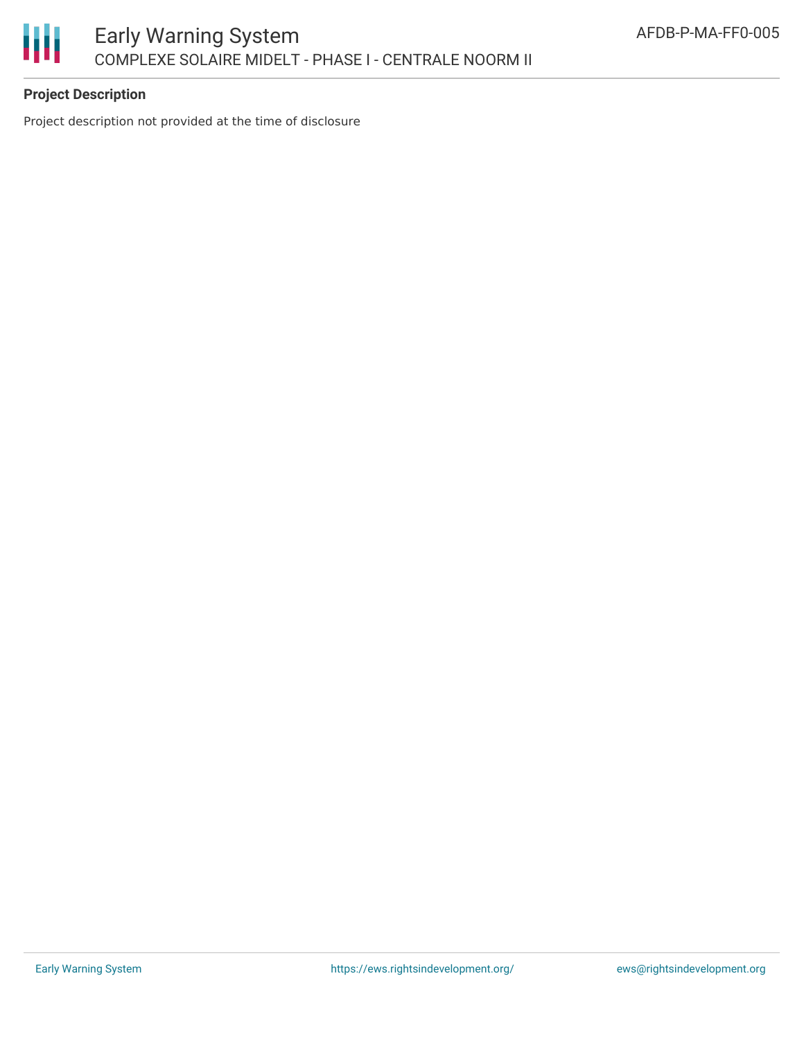**Project Description**

Project description not provided at the time of disclosure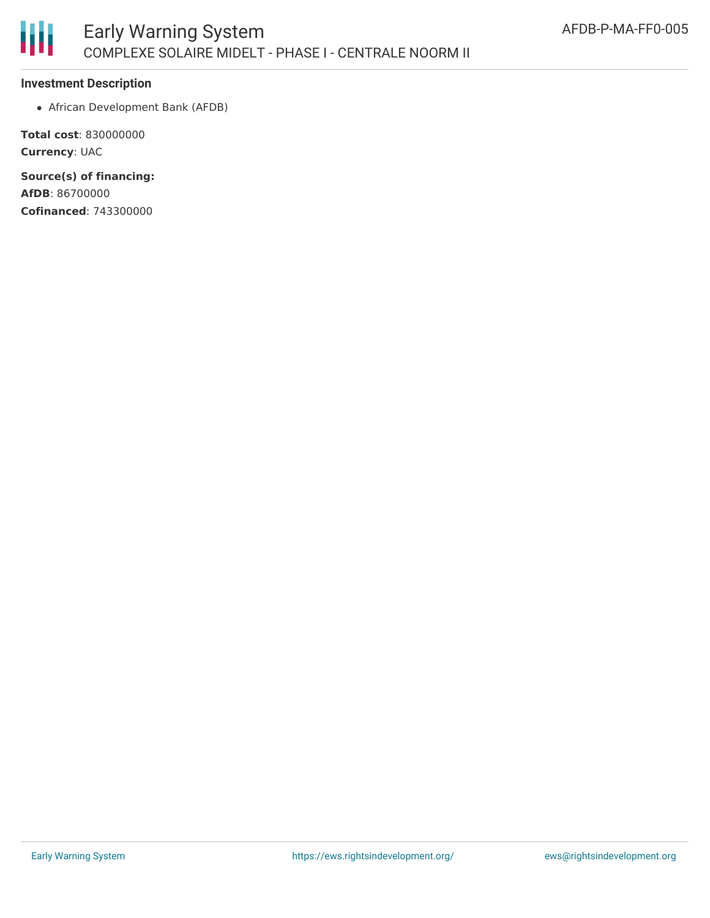### Investment Description

- African Development Bank (AFDB)

**Total cost**: 830000000
**Currency**: UAC

**Source(s) of financing:**
**AfDB**: 86700000
**Cofinanced**: 743300000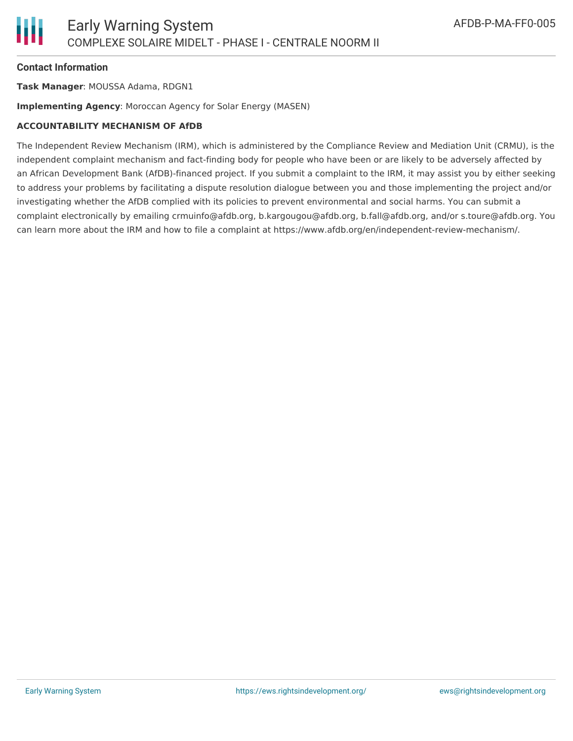### Contact Information

**Task Manager**: MOUSSA Adama, RDGN1

**Implementing Agency**: Moroccan Agency for Solar Energy (MASEN)

**ACCOUNTABILITY MECHANISM OF AfDB**

The Independent Review Mechanism (IRM), which is administered by the Compliance Review and Mediation Unit (CRMU), is the independent complaint mechanism and fact-finding body for people who have been or are likely to be adversely affected by an African Development Bank (AfDB)-financed project. If you submit a complaint to the IRM, it may assist you by either seeking to address your problems by facilitating a dispute resolution dialogue between you and those implementing the project and/or investigating whether the AfDB complied with its policies to prevent environmental and social harms. You can submit a complaint electronically by emailing crmuinfo@afdb.org, b.kargougou@afdb.org, b.fall@afdb.org, and/or s.toure@afdb.org. You can learn more about the IRM and how to file a complaint at https://www.afdb.org/en/independent-review-mechanism/.